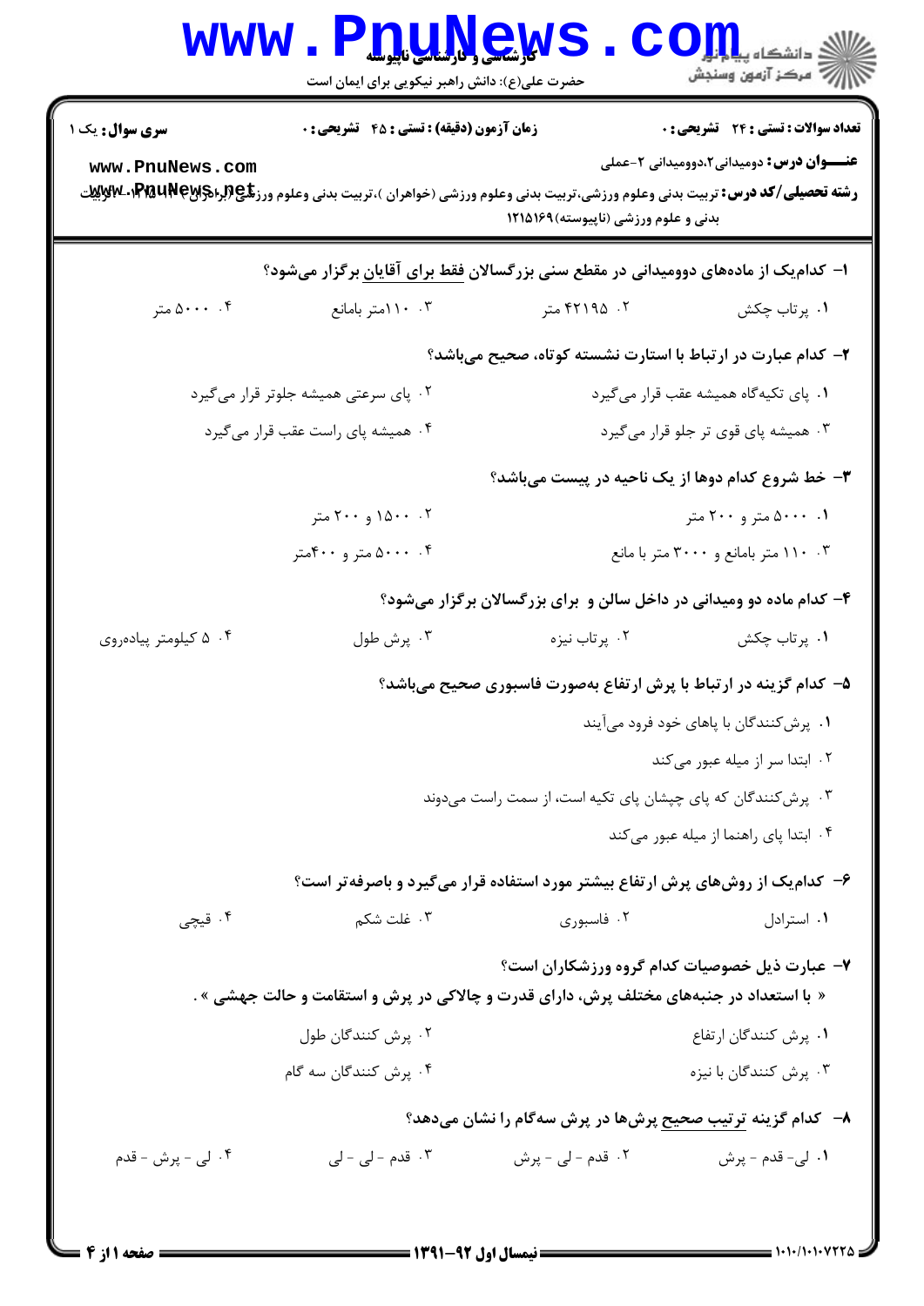**سری سوال:** یک ۱

**زمان آزمون (دقیقه) : تستی : ۴۵ تشریحی : ۰**

**تعداد سوالات : تستی : ۲۴ تشریحی : ۰**

**عنـــوان درس:** دومیدانی۲،دوومیدانی ۲-عملی

**رشته تحصیلی/کد درس:** تربیت بدنی وعلوم ورزشی،تربیت بدنی وعلوم ورزشی (خواهران )،تربیت بدنی وعلوم ورزشی (برادران) ۱۲۱۵۰۷۱ - ،تربیت بدنی و علوم ورزشی (ناپیوسته)۱۲۱۵۱۶۹

۱- کدام‌یک از ماده‌های دوومیدانی در مقطع سنی بزرگسالان فقط برای آقایان برگزار می‌شود؟

۱. پرتاب چکش
۲. ۴۲۱۹۵ متر
۳. ۱۱۰متر بامانع
۴. ۵۰۰۰ متر

۲- کدام عبارت در ارتباط با استارت نشسته کوتاه، صحیح می‌باشد؟

۱. پای تکیه‌گاه همیشه عقب قرار می‌گیرد
۲. پای سرعتی همیشه جلوتر قرار می‌گیرد
۳. همیشه پای قوی تر جلو قرار می‌گیرد
۴. همیشه پای راست عقب قرار می‌گیرد

۳- خط شروع کدام دوها از یک ناحیه در پیست می‌باشد؟

۱. ۵۰۰۰ متر و ۲۰۰ متر
۲. ۱۵۰۰ و ۲۰۰ متر
۳. ۱۱۰ متر بامانع و ۳۰۰۰ متر با مانع
۴. ۵۰۰۰ متر و ۴۰۰متر

۴- کدام ماده دو ومیدانی در داخل سالن و برای بزرگسالان برگزار می‌شود؟

۱. پرتاب چکش
۲. پرتاب نیزه
۳. پرش طول
۴. ۵ کیلومتر پیاده‌روی

۵- کدام گزینه در ارتباط با پرش ارتفاع به‌صورت فاسبوری صحیح می‌باشد؟

۱. پرش‌کنندگان با پاهای خود فرود می‌آیند
۲. ابتدا سر از میله عبور می‌کند
۳. پرش‌کنندگان که پای چپشان پای تکیه است، از سمت راست می‌دوند
۴. ابتدا پای راهنما از میله عبور می‌کند

۶- کدام‌یک از روش‌های پرش ارتفاع بیشتر مورد استفاده قرار می‌گیرد و باصرفه‌تر است؟

۱. استرادل
۲. فاسبوری
۳. غلت شکم
۴. قیچی

۷- عبارت ذیل خصوصیات کدام گروه ورزشکاران است؟

« با استعداد در جنبه‌های مختلف پرش، دارای قدرت و چالاکی در پرش و استقامت و حالت جهشی » .

۱. پرش کنندگان ارتفاع
۲. پرش کنندگان طول
۳. پرش کنندگان با نیزه
۴. پرش کنندگان سه گام

۸- کدام گزینه ترتیب صحیح پرش‌ها در پرش سه‌گام را نشان می‌دهد؟

۱. لی- قدم - پرش
۲. قدم - لی - پرش
۳. قدم - لی - لی
۴. لی - پرش - قدم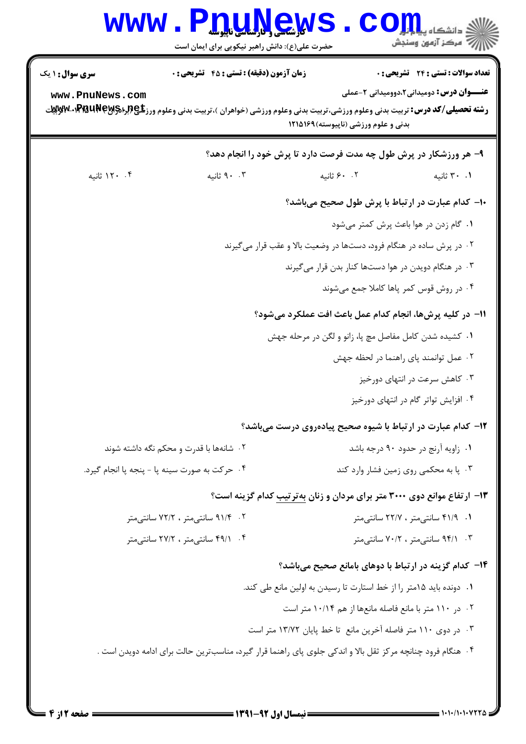۹- هر ورزشکار در پرش طول چه مدت فرصت دارد تا پرش خود را انجام دهد؟

۱. ۳۰ ثانیه
۲. ۶۰ ثانیه
۳. ۹۰ ثانیه
۴. ۱۲۰ ثانیه

۱۰- کدام عبارت در ارتباط با پرش طول صحیح می‌باشد؟

۱. گام زدن در هوا باعث پرش کمتر می‌شود
۲. در پرش ساده در هنگام فرود، دست‌ها در وضعیت بالا و عقب قرار می‌گیرند
۳. در هنگام دویدن در هوا دست‌ها کنار بدن قرار می‌گیرند
۴. در روش قوس کمر پاها کاملا جمع می‌شوند

۱۱- در کلیه پرش‌ها، انجام کدام عمل باعث افت عملکرد می‌شود؟

۱. کشیده شدن کامل مفاصل مچ پا، زانو و لگن در مرحله جهش
۲. عمل توانمند پای راهنما در لحظه جهش
۳. کاهش سرعت در انتهای دورخیز
۴. افزایش تواتر گام در انتهای دورخیز

۱۲- کدام عبارت در ارتباط با شیوه صحیح پیاده‌روی درست می‌باشد؟

۱. زاویه آرنج در حدود ۹۰ درجه باشد
۲. شانه‌ها با قدرت و محکم نگه داشته شوند
۳. پا به محکمی روی زمین فشار وارد کند
۴. حرکت به صورت سینه پا - پنجه پا انجام گیرد.

۱۳- ارتفاع موانع دوی ۳۰۰۰ متر برای مردان و زنان به‌ترتیب کدام گزینه است؟

۱. ۴۱/۹ سانتی‌متر ، ۲۲/۷ سانتی‌متر
۲. ۹۱/۴ سانتی‌متر ، ۷۲/۲ سانتی‌متر
۳. ۹۴/۱ سانتی‌متر ، ۷۰/۲ سانتی‌متر
۴. ۴۹/۱ سانتی‌متر ، ۲۷/۲ سانتی‌متر

۱۴- کدام گزینه در ارتباط با دوهای بامانع صحیح می‌باشد؟

۱. دونده باید ۱۵متر را از خط استارت تا رسیدن به اولین مانع طی کند.
۲. در ۱۱۰ متر با مانع فاصله مانع‌ها از هم ۱۰/۱۴ متر است
۳. در دوی ۱۱۰ متر فاصله آخرین مانع تا خط پایان ۱۳/۷۲ متر است
۴. هنگام فرود چنانچه مرکز ثقل بالا و اندکی جلوی پای راهنما قرار گیرد، مناسب‌ترین حالت برای ادامه دویدن است .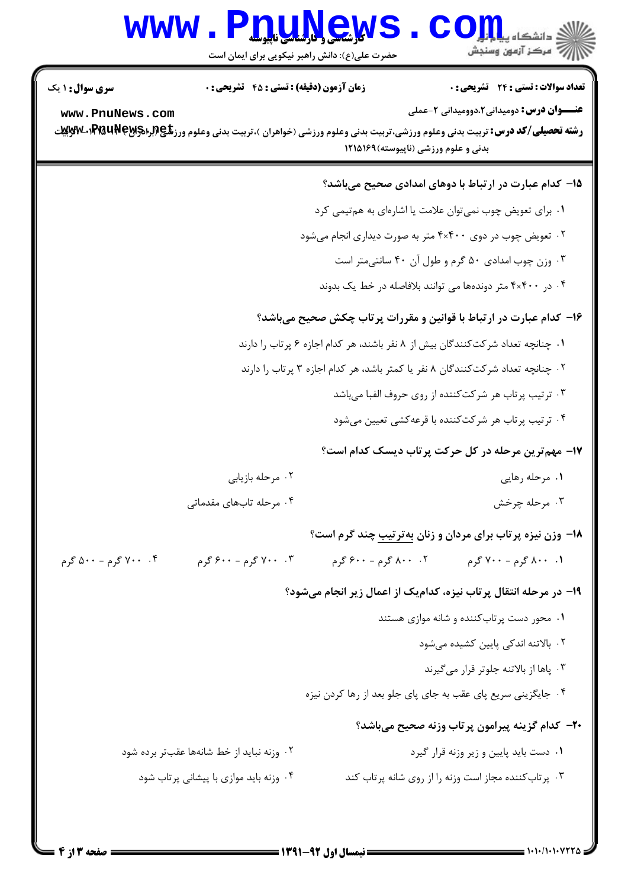۱۵- کدام عبارت در ارتباط با دوهای امدادی صحیح می‌باشد؟

۱. برای تعویض چوب نمی‌توان علامت یا اشاره‌ای به هم‌تیمی کرد

۲. تعویض چوب در دوی ۴۰۰×۴ متر به صورت دیداری انجام می‌شود

۳. وزن چوب امدادی ۵۰ گرم و طول آن ۴۰ سانتی‌متر است

۴. در ۴۰۰×۴ متر دونده‌ها می توانند بلافاصله در خط یک بدوند

۱۶- کدام عبارت در ارتباط با قوانین و مقررات پرتاب چکش صحیح می‌باشد؟

۱. چنانچه تعداد شرکت‌کنندگان بیش از ۸ نفر باشند، هر کدام اجازه ۶ پرتاب را دارند

۲. چنانچه تعداد شرکت‌کنندگان ۸ نفر یا کمتر باشد، هر کدام اجازه ۳ پرتاب را دارند

۳. ترتیب پرتاب هر شرکت‌کننده از روی حروف الفبا می‌باشد

۴. ترتیب پرتاب هر شرکت‌کننده با قرعه‌کشی تعیین می‌شود

۱۷- مهم‌ترین مرحله در کل حرکت پرتاب دیسک کدام است؟

۱. مرحله رهایی
۲. مرحله بازیابی
۳. مرحله چرخش
۴. مرحله تاب‌های مقدماتی

۱۸- وزن نیزه پرتاب برای مردان و زنان به‌ترتیب چند گرم است؟

۱. ۸۰۰ گرم - ۷۰۰ گرم
۲. ۸۰۰ گرم - ۶۰۰ گرم
۳. ۷۰۰ گرم - ۶۰۰ گرم
۴. ۷۰۰ گرم - ۵۰۰ گرم

۱۹- در مرحله انتقال پرتاب نیزه، کدام‌یک از اعمال زیر انجام می‌شود؟

۱. محور دست پرتاب‌کننده و شانه موازی هستند

۲. بالاتنه اندکی پایین کشیده می‌شود

۳. پاها از بالاتنه جلوتر قرار می‌گیرند

۴. جایگزینی سریع پای عقب به جای پای جلو بعد از رها کردن نیزه

۲۰- کدام گزینه پیرامون پرتاب وزنه صحیح می‌باشد؟

۱. دست باید پایین و زیر وزنه قرار گیرد
۲. وزنه نباید از خط شانه‌ها عقب‌تر برده شود
۳. پرتاب‌کننده مجاز است وزنه را از روی شانه پرتاب کند
۴. وزنه باید موازی با پیشانی پرتاب شود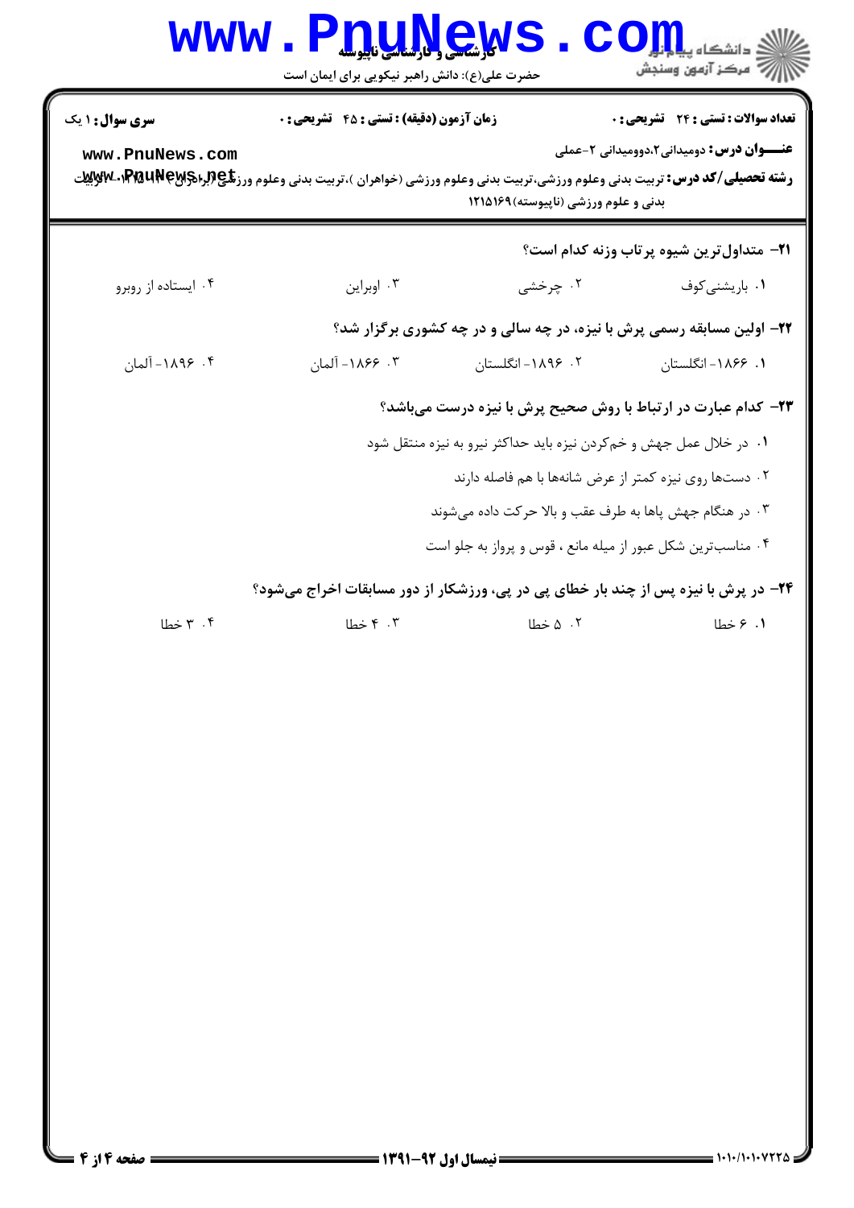**سری سوال:** ۱ یک

**زمان آزمون (دقیقه) : تستی : ۴۵ تشریحی : ۰**

**تعداد سوالات : تستی : ۲۴ تشریحی : ۰**

**عنـــوان درس:** دومیدانی۲،دوومیدانی ۲-عملی

**رشته تحصیلی/کد درس:** تربیت بدنی وعلوم ورزشی،تربیت بدنی وعلوم ورزشی (خواهران )،تربیت بدنی وعلوم ورزشی (برادران) ۱۲۱۵۰۱۴ - ،تربیت بدنی و علوم ورزشی (ناپیوسته)۱۲۱۵۱۶۹

**۲۱- متداول‌ترین شیوه پرتاب وزنه کدام است؟**

۱. باریشنی‌کوف
۲. چرخشی
۳. اوبراین
۴. ایستاده از روبرو

**۲۲- اولین مسابقه رسمی پرش با نیزه، در چه سالی و در چه کشوری برگزار شد؟**

۱. ۱۸۶۶- انگلستان
۲. ۱۸۹۶- انگلستان
۳. ۱۸۶۶- آلمان
۴. ۱۸۹۶- آلمان

**۲۳- کدام عبارت در ارتباط با روش صحیح پرش با نیزه درست می‌باشد؟**

۱. در خلال عمل جهش و خم‌کردن نیزه باید حداکثر نیرو به نیزه منتقل شود
۲. دست‌ها روی نیزه کمتر از عرض شانه‌ها با هم فاصله دارند
۳. در هنگام جهش پاها به طرف عقب و بالا حرکت داده می‌شوند
۴. مناسب‌ترین شکل عبور از میله مانع ، قوس و پرواز به جلو است

**۲۴- در پرش با نیزه پس از چند بار خطای پی در پی، ورزشکار از دور مسابقات اخراج می‌شود؟**

۱. ۶ خطا
۲. ۵ خطا
۳. ۴ خطا
۴. ۳ خطا